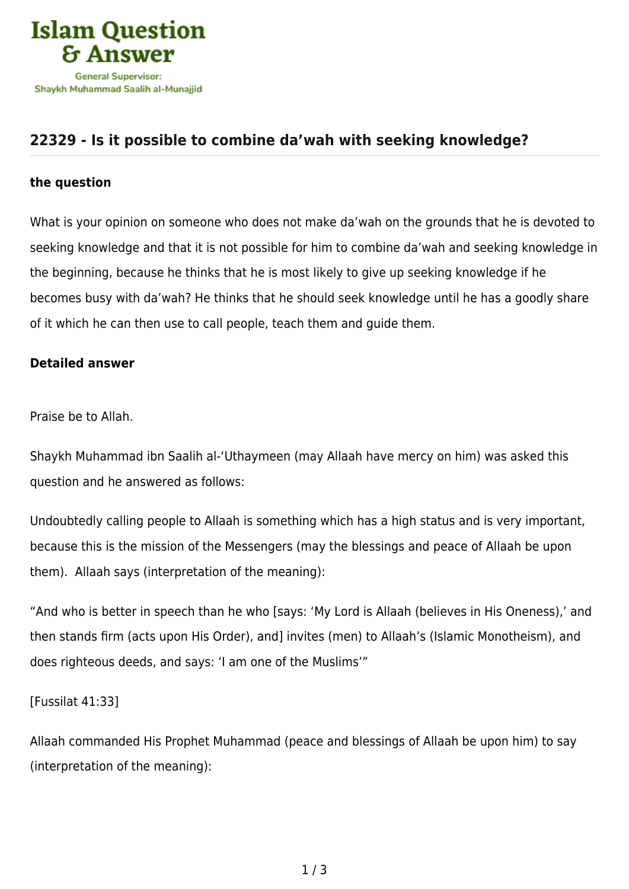# 22329 - Is it possible to combine da'wah with seeking knowledge?

### the question

What is your opinion on someone who does not make da'wah on the grounds that he is devoted to seeking knowledge and that it is not possible for him to combine da'wah and seeking knowledge in the beginning, because he thinks that he is most likely to give up seeking knowledge if he becomes busy with da'wah? He thinks that he should seek knowledge until he has a goodly share of it which he can then use to call people, teach them and guide them.

### Detailed answer

Praise be to Allah.

Shaykh Muhammad ibn Saalih al-'Uthaymeen (may Allaah have mercy on him) was asked this question and he answered as follows:

Undoubtedly calling people to Allaah is something which has a high status and is very important, because this is the mission of the Messengers (may the blessings and peace of Allaah be upon them). Allaah says (interpretation of the meaning):

"And who is better in speech than he who [says: 'My Lord is Allaah (believes in His Oneness),' and then stands firm (acts upon His Order), and] invites (men) to Allaah's (Islamic Monotheism), and does righteous deeds, and says: 'I am one of the Muslims'"

[Fussilat 41:33]

Allaah commanded His Prophet Muhammad (peace and blessings of Allaah be upon him) to say (interpretation of the meaning):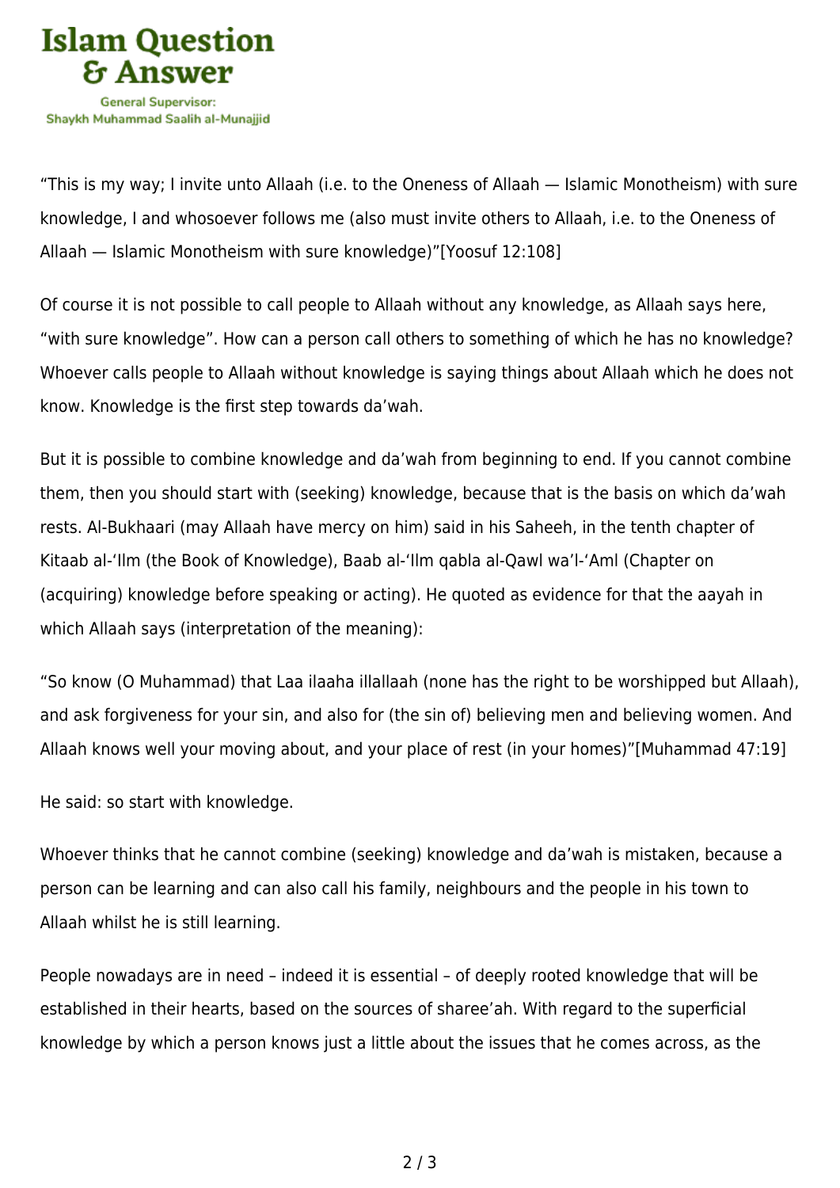"This is my way; I invite unto Allaah (i.e. to the Oneness of Allaah — Islamic Monotheism) with sure knowledge, I and whosoever follows me (also must invite others to Allaah, i.e. to the Oneness of Allaah — Islamic Monotheism with sure knowledge)"[Yoosuf 12:108]

Of course it is not possible to call people to Allaah without any knowledge, as Allaah says here, "with sure knowledge". How can a person call others to something of which he has no knowledge? Whoever calls people to Allaah without knowledge is saying things about Allaah which he does not know. Knowledge is the first step towards da'wah.

But it is possible to combine knowledge and da'wah from beginning to end. If you cannot combine them, then you should start with (seeking) knowledge, because that is the basis on which da'wah rests. Al-Bukhaari (may Allaah have mercy on him) said in his Saheeh, in the tenth chapter of Kitaab al-'Ilm (the Book of Knowledge), Baab al-'Ilm qabla al-Qawl wa'l-'Aml (Chapter on (acquiring) knowledge before speaking or acting). He quoted as evidence for that the aayah in which Allaah says (interpretation of the meaning):

"So know (O Muhammad) that Laa ilaaha illallaah (none has the right to be worshipped but Allaah), and ask forgiveness for your sin, and also for (the sin of) believing men and believing women. And Allaah knows well your moving about, and your place of rest (in your homes)"[Muhammad 47:19]

He said: so start with knowledge.

Whoever thinks that he cannot combine (seeking) knowledge and da'wah is mistaken, because a person can be learning and can also call his family, neighbours and the people in his town to Allaah whilst he is still learning.

People nowadays are in need – indeed it is essential – of deeply rooted knowledge that will be established in their hearts, based on the sources of sharee'ah. With regard to the superficial knowledge by which a person knows just a little about the issues that he comes across, as the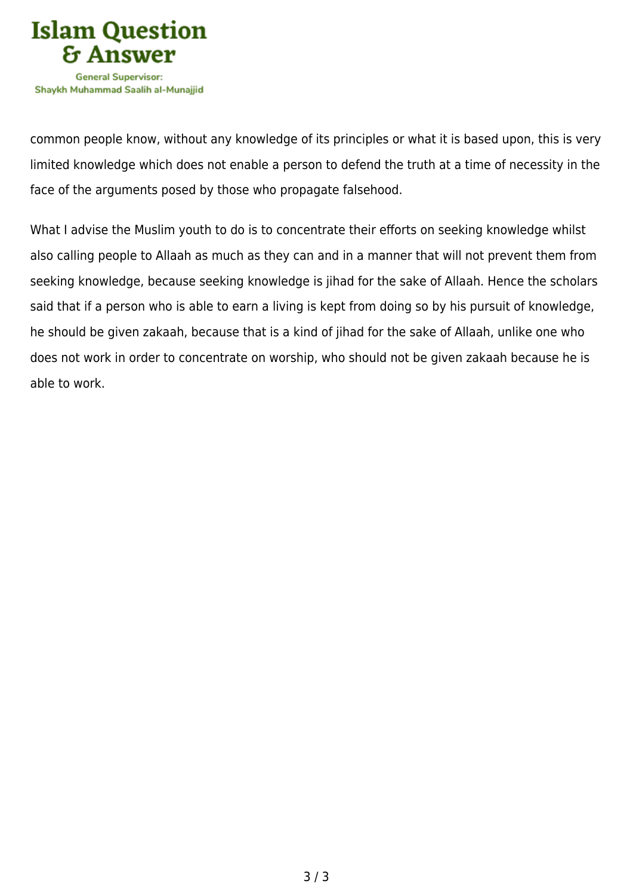common people know, without any knowledge of its principles or what it is based upon, this is very limited knowledge which does not enable a person to defend the truth at a time of necessity in the face of the arguments posed by those who propagate falsehood.

What I advise the Muslim youth to do is to concentrate their efforts on seeking knowledge whilst also calling people to Allaah as much as they can and in a manner that will not prevent them from seeking knowledge, because seeking knowledge is jihad for the sake of Allaah. Hence the scholars said that if a person who is able to earn a living is kept from doing so by his pursuit of knowledge, he should be given zakaah, because that is a kind of jihad for the sake of Allaah, unlike one who does not work in order to concentrate on worship, who should not be given zakaah because he is able to work.